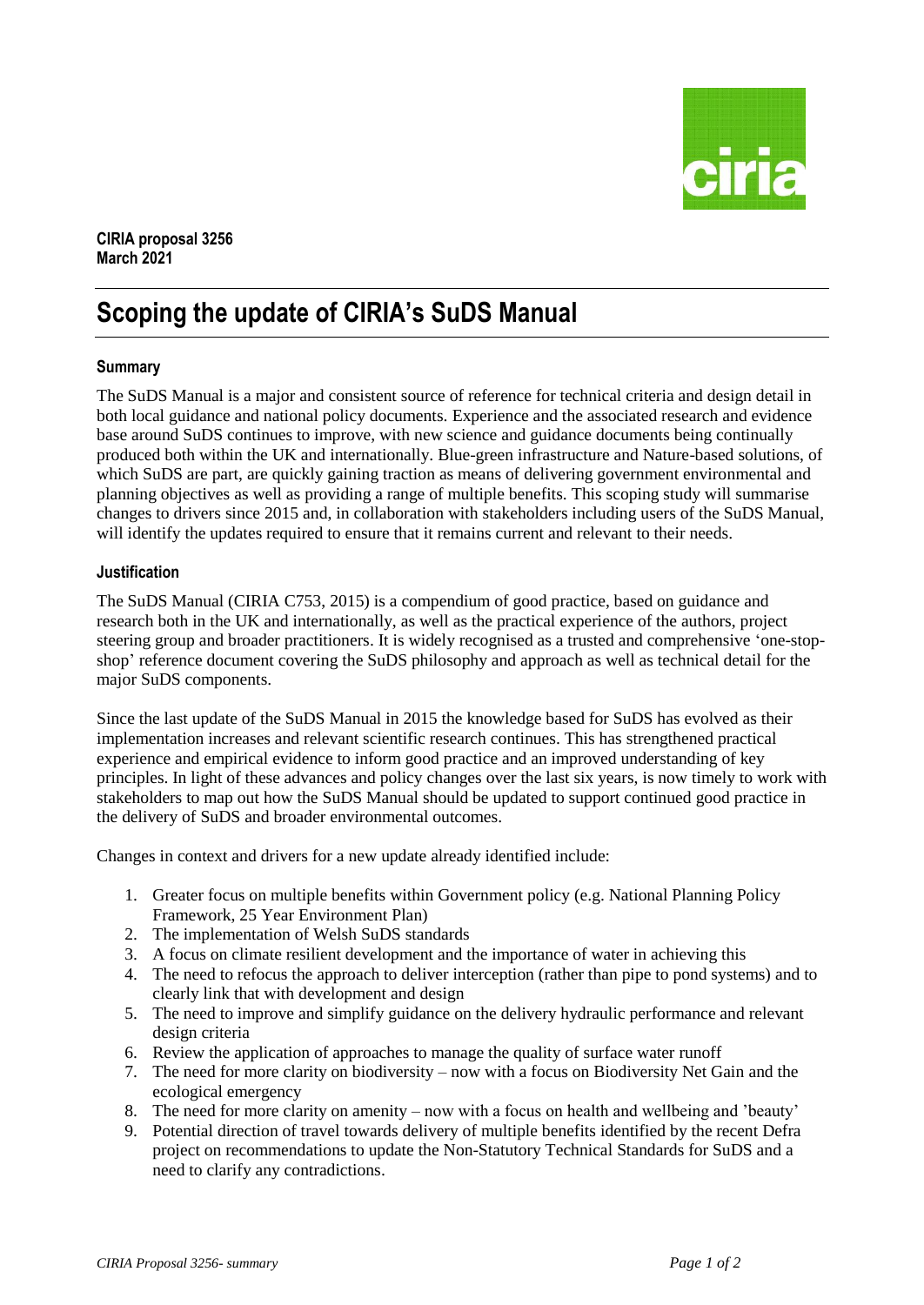**CIRIA proposal 3256**
**March 2021**

# Scoping the update of CIRIA's SuDS Manual

## Summary

The SuDS Manual is a major and consistent source of reference for technical criteria and design detail in both local guidance and national policy documents. Experience and the associated research and evidence base around SuDS continues to improve, with new science and guidance documents being continually produced both within the UK and internationally. Blue-green infrastructure and Nature-based solutions, of which SuDS are part, are quickly gaining traction as means of delivering government environmental and planning objectives as well as providing a range of multiple benefits. This scoping study will summarise changes to drivers since 2015 and, in collaboration with stakeholders including users of the SuDS Manual, will identify the updates required to ensure that it remains current and relevant to their needs.

## Justification

The SuDS Manual (CIRIA C753, 2015) is a compendium of good practice, based on guidance and research both in the UK and internationally, as well as the practical experience of the authors, project steering group and broader practitioners. It is widely recognised as a trusted and comprehensive 'one-stop-shop' reference document covering the SuDS philosophy and approach as well as technical detail for the major SuDS components.

Since the last update of the SuDS Manual in 2015 the knowledge based for SuDS has evolved as their implementation increases and relevant scientific research continues. This has strengthened practical experience and empirical evidence to inform good practice and an improved understanding of key principles. In light of these advances and policy changes over the last six years, is now timely to work with stakeholders to map out how the SuDS Manual should be updated to support continued good practice in the delivery of SuDS and broader environmental outcomes.

Changes in context and drivers for a new update already identified include:

1. Greater focus on multiple benefits within Government policy (e.g. National Planning Policy Framework, 25 Year Environment Plan)
2. The implementation of Welsh SuDS standards
3. A focus on climate resilient development and the importance of water in achieving this
4. The need to refocus the approach to deliver interception (rather than pipe to pond systems) and to clearly link that with development and design
5. The need to improve and simplify guidance on the delivery hydraulic performance and relevant design criteria
6. Review the application of approaches to manage the quality of surface water runoff
7. The need for more clarity on biodiversity – now with a focus on Biodiversity Net Gain and the ecological emergency
8. The need for more clarity on amenity – now with a focus on health and wellbeing and 'beauty'
9. Potential direction of travel towards delivery of multiple benefits identified by the recent Defra project on recommendations to update the Non-Statutory Technical Standards for SuDS and a need to clarify any contradictions.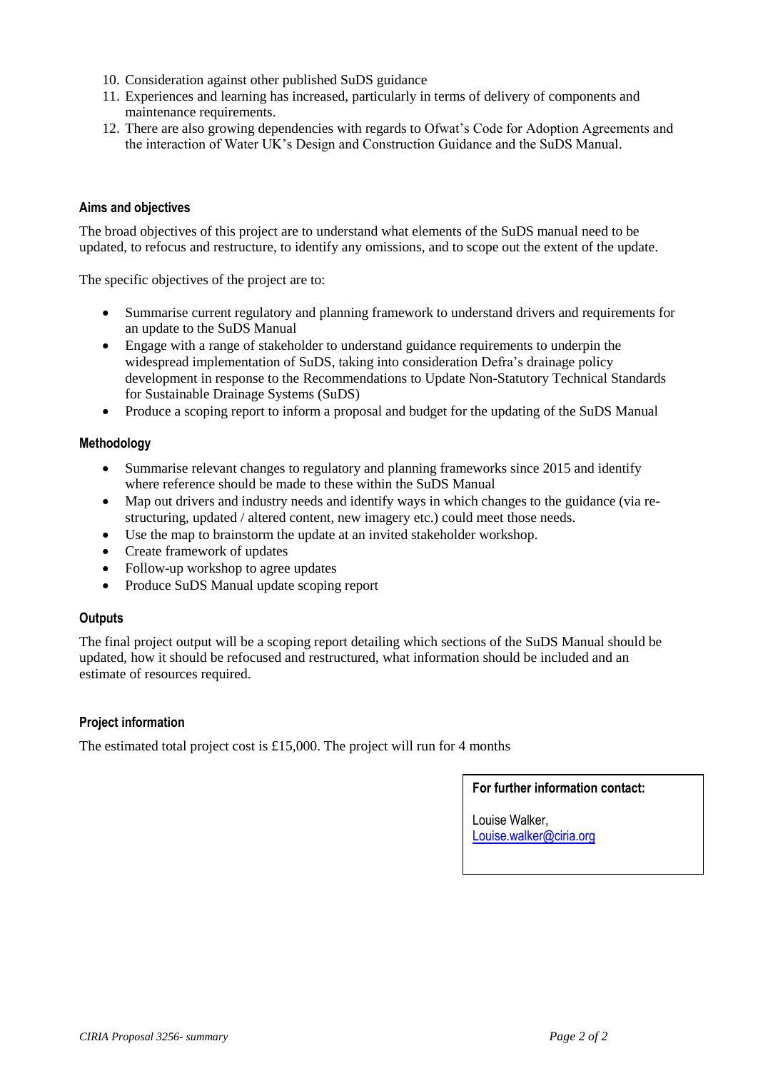10. Consideration against other published SuDS guidance
11. Experiences and learning has increased, particularly in terms of delivery of components and maintenance requirements.
12. There are also growing dependencies with regards to Ofwat's Code for Adoption Agreements and the interaction of Water UK's Design and Construction Guidance and the SuDS Manual.

### Aims and objectives

The broad objectives of this project are to understand what elements of the SuDS manual need to be updated, to refocus and restructure, to identify any omissions, and to scope out the extent of the update.

The specific objectives of the project are to:

- Summarise current regulatory and planning framework to understand drivers and requirements for an update to the SuDS Manual
- Engage with a range of stakeholder to understand guidance requirements to underpin the widespread implementation of SuDS, taking into consideration Defra's drainage policy development in response to the Recommendations to Update Non-Statutory Technical Standards for Sustainable Drainage Systems (SuDS)
- Produce a scoping report to inform a proposal and budget for the updating of the SuDS Manual

### Methodology

- Summarise relevant changes to regulatory and planning frameworks since 2015 and identify where reference should be made to these within the SuDS Manual
- Map out drivers and industry needs and identify ways in which changes to the guidance (via re-structuring, updated / altered content, new imagery etc.) could meet those needs.
- Use the map to brainstorm the update at an invited stakeholder workshop.
- Create framework of updates
- Follow-up workshop to agree updates
- Produce SuDS Manual update scoping report

### Outputs

The final project output will be a scoping report detailing which sections of the SuDS Manual should be updated, how it should be refocused and restructured, what information should be included and an estimate of resources required.

### Project information

The estimated total project cost is £15,000. The project will run for 4 months

**For further information contact:**

Louise Walker,
Louise.walker@ciria.org